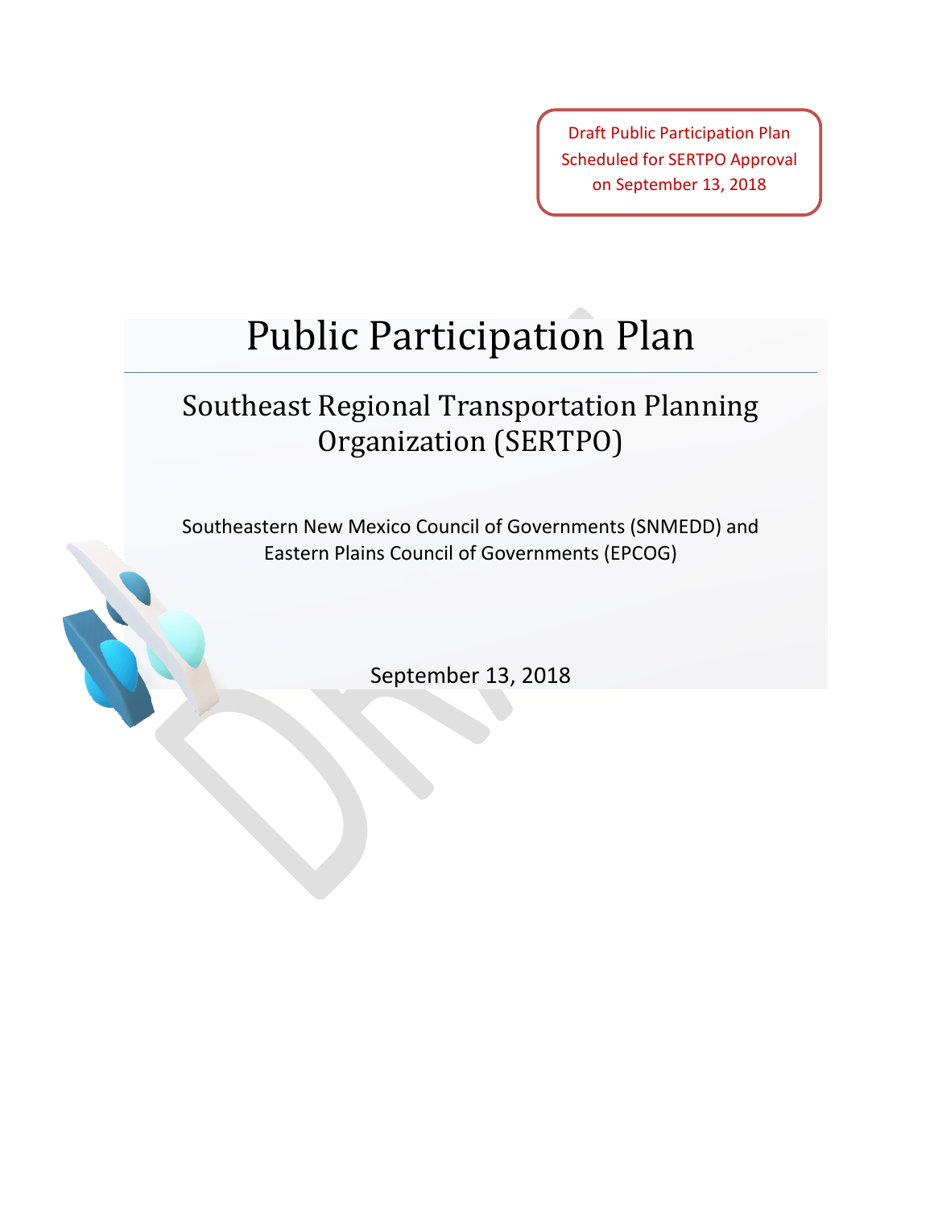Draft Public Participation Plan
Scheduled for SERTPO Approval
on September 13, 2018

# Public Participation Plan

## Southeast Regional Transportation Planning Organization (SERTPO)

Southeastern New Mexico Council of Governments (SNMEDD) and
Eastern Plains Council of Governments (EPCOG)

September 13, 2018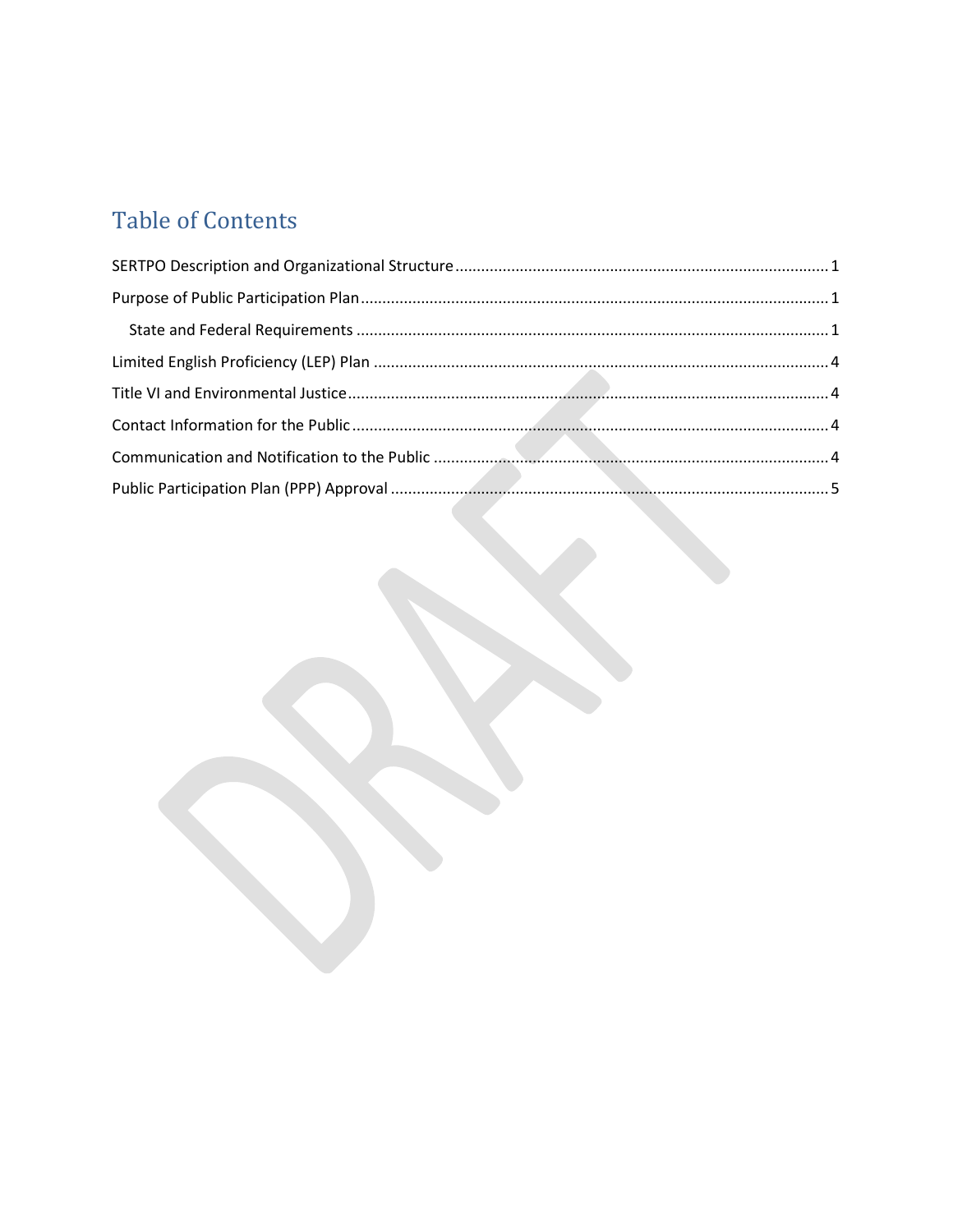# Table of Contents

SERTPO Description and Organizational Structure ........................................................................................ 1

Purpose of Public Participation Plan ........................................................................................................... 1

&nbsp;&nbsp;&nbsp;&nbsp;State and Federal Requirements ............................................................................................................ 1

Limited English Proficiency (LEP) Plan ......................................................................................................... 4

Title VI and Environmental Justice ............................................................................................................... 4

Contact Information for the Public .............................................................................................................. 4

Communication and Notification to the Public ........................................................................................... 4

Public Participation Plan (PPP) Approval ..................................................................................................... 5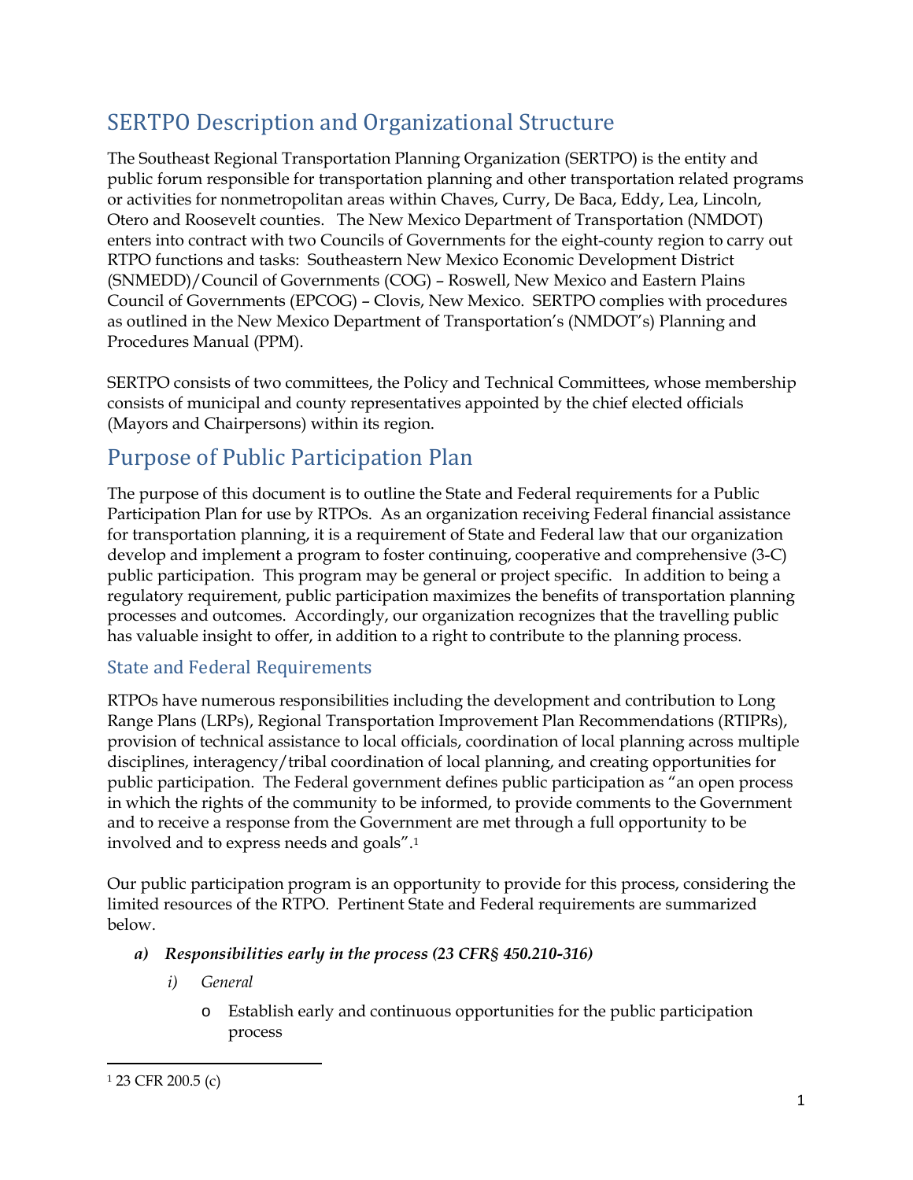## SERTPO Description and Organizational Structure

The Southeast Regional Transportation Planning Organization (SERTPO) is the entity and public forum responsible for transportation planning and other transportation related programs or activities for nonmetropolitan areas within Chaves, Curry, De Baca, Eddy, Lea, Lincoln, Otero and Roosevelt counties. The New Mexico Department of Transportation (NMDOT) enters into contract with two Councils of Governments for the eight-county region to carry out RTPO functions and tasks: Southeastern New Mexico Economic Development District (SNMEDD)/Council of Governments (COG) – Roswell, New Mexico and Eastern Plains Council of Governments (EPCOG) – Clovis, New Mexico. SERTPO complies with procedures as outlined in the New Mexico Department of Transportation's (NMDOT's) Planning and Procedures Manual (PPM).

SERTPO consists of two committees, the Policy and Technical Committees, whose membership consists of municipal and county representatives appointed by the chief elected officials (Mayors and Chairpersons) within its region.

## Purpose of Public Participation Plan

The purpose of this document is to outline the State and Federal requirements for a Public Participation Plan for use by RTPOs. As an organization receiving Federal financial assistance for transportation planning, it is a requirement of State and Federal law that our organization develop and implement a program to foster continuing, cooperative and comprehensive (3-C) public participation. This program may be general or project specific. In addition to being a regulatory requirement, public participation maximizes the benefits of transportation planning processes and outcomes. Accordingly, our organization recognizes that the travelling public has valuable insight to offer, in addition to a right to contribute to the planning process.

### State and Federal Requirements

RTPOs have numerous responsibilities including the development and contribution to Long Range Plans (LRPs), Regional Transportation Improvement Plan Recommendations (RTIPRs), provision of technical assistance to local officials, coordination of local planning across multiple disciplines, interagency/tribal coordination of local planning, and creating opportunities for public participation. The Federal government defines public participation as "an open process in which the rights of the community to be informed, to provide comments to the Government and to receive a response from the Government are met through a full opportunity to be involved and to express needs and goals".[1]

Our public participation program is an opportunity to provide for this process, considering the limited resources of the RTPO. Pertinent State and Federal requirements are summarized below.

**a) *Responsibilities early in the process (23 CFR§ 450.210-316)***

*i) General*

- Establish early and continuous opportunities for the public participation process

---

[1] 23 CFR 200.5 (c)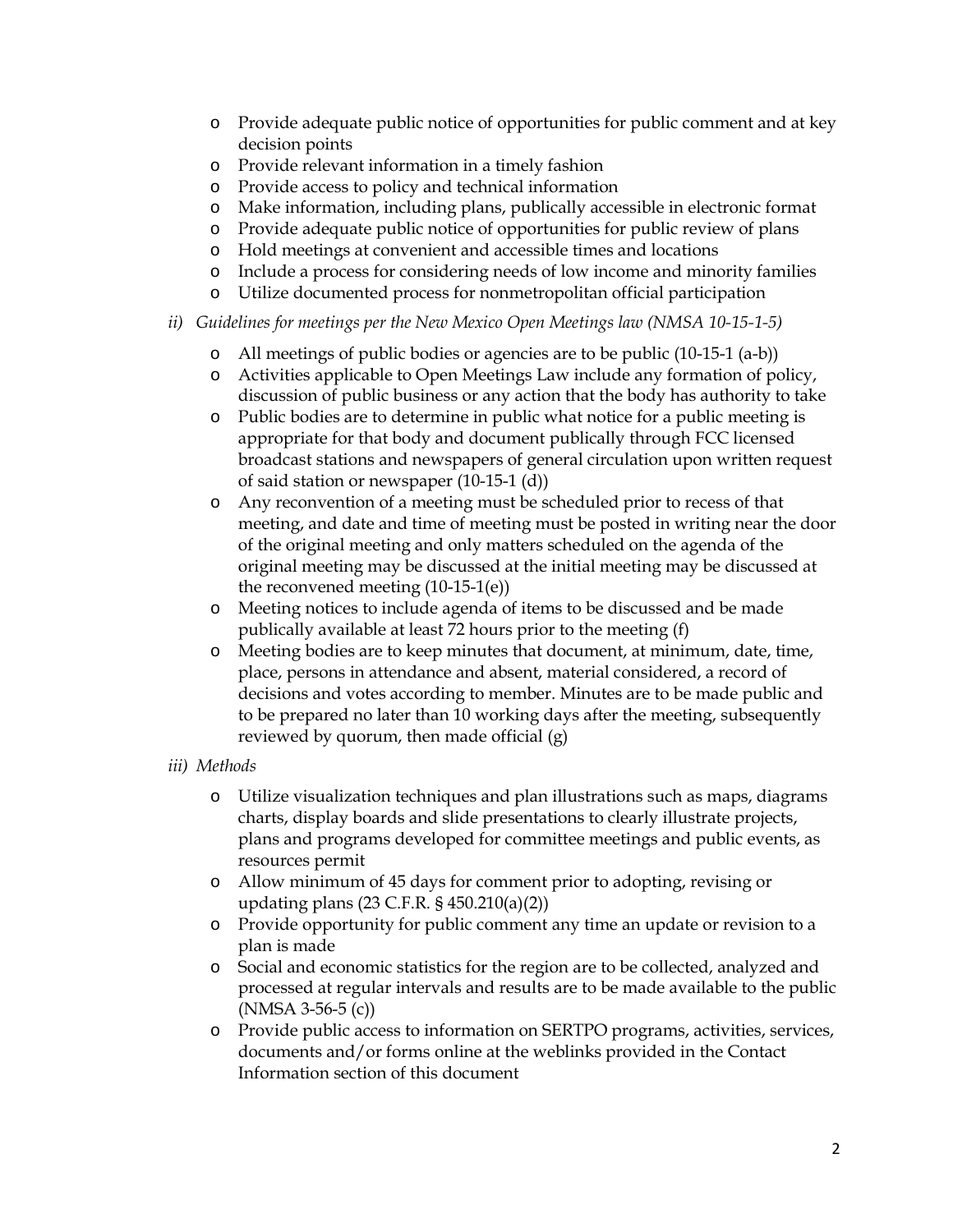- Provide adequate public notice of opportunities for public comment and at key decision points
- Provide relevant information in a timely fashion
- Provide access to policy and technical information
- Make information, including plans, publically accessible in electronic format
- Provide adequate public notice of opportunities for public review of plans
- Hold meetings at convenient and accessible times and locations
- Include a process for considering needs of low income and minority families
- Utilize documented process for nonmetropolitan official participation

*ii) Guidelines for meetings per the New Mexico Open Meetings law (NMSA 10-15-1-5)*

- All meetings of public bodies or agencies are to be public (10-15-1 (a-b))
- Activities applicable to Open Meetings Law include any formation of policy, discussion of public business or any action that the body has authority to take
- Public bodies are to determine in public what notice for a public meeting is appropriate for that body and document publically through FCC licensed broadcast stations and newspapers of general circulation upon written request of said station or newspaper (10-15-1 (d))
- Any reconvention of a meeting must be scheduled prior to recess of that meeting, and date and time of meeting must be posted in writing near the door of the original meeting and only matters scheduled on the agenda of the original meeting may be discussed at the initial meeting may be discussed at the reconvened meeting (10-15-1(e))
- Meeting notices to include agenda of items to be discussed and be made publically available at least 72 hours prior to the meeting (f)
- Meeting bodies are to keep minutes that document, at minimum, date, time, place, persons in attendance and absent, material considered, a record of decisions and votes according to member. Minutes are to be made public and to be prepared no later than 10 working days after the meeting, subsequently reviewed by quorum, then made official (g)

*iii) Methods*

- Utilize visualization techniques and plan illustrations such as maps, diagrams charts, display boards and slide presentations to clearly illustrate projects, plans and programs developed for committee meetings and public events, as resources permit
- Allow minimum of 45 days for comment prior to adopting, revising or updating plans (23 C.F.R. § 450.210(a)(2))
- Provide opportunity for public comment any time an update or revision to a plan is made
- Social and economic statistics for the region are to be collected, analyzed and processed at regular intervals and results are to be made available to the public (NMSA 3-56-5 (c))
- Provide public access to information on SERTPO programs, activities, services, documents and/or forms online at the weblinks provided in the Contact Information section of this document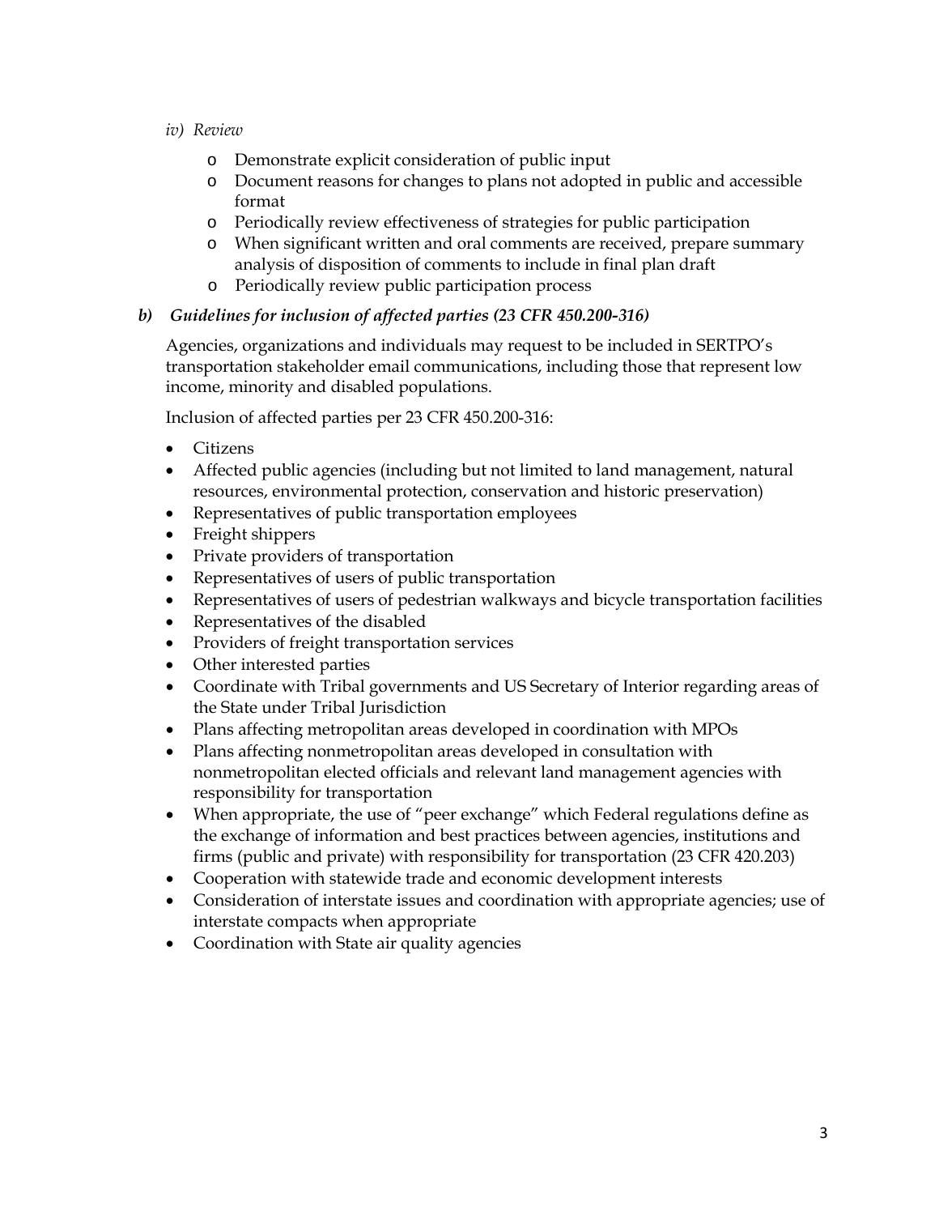*iv) Review*

- Demonstrate explicit consideration of public input
- Document reasons for changes to plans not adopted in public and accessible format
- Periodically review effectiveness of strategies for public participation
- When significant written and oral comments are received, prepare summary analysis of disposition of comments to include in final plan draft
- Periodically review public participation process

### *b) Guidelines for inclusion of affected parties (23 CFR 450.200-316)*

Agencies, organizations and individuals may request to be included in SERTPO's transportation stakeholder email communications, including those that represent low income, minority and disabled populations.

Inclusion of affected parties per 23 CFR 450.200-316:

- Citizens
- Affected public agencies (including but not limited to land management, natural resources, environmental protection, conservation and historic preservation)
- Representatives of public transportation employees
- Freight shippers
- Private providers of transportation
- Representatives of users of public transportation
- Representatives of users of pedestrian walkways and bicycle transportation facilities
- Representatives of the disabled
- Providers of freight transportation services
- Other interested parties
- Coordinate with Tribal governments and US Secretary of Interior regarding areas of the State under Tribal Jurisdiction
- Plans affecting metropolitan areas developed in coordination with MPOs
- Plans affecting nonmetropolitan areas developed in consultation with nonmetropolitan elected officials and relevant land management agencies with responsibility for transportation
- When appropriate, the use of "peer exchange" which Federal regulations define as the exchange of information and best practices between agencies, institutions and firms (public and private) with responsibility for transportation (23 CFR 420.203)
- Cooperation with statewide trade and economic development interests
- Consideration of interstate issues and coordination with appropriate agencies; use of interstate compacts when appropriate
- Coordination with State air quality agencies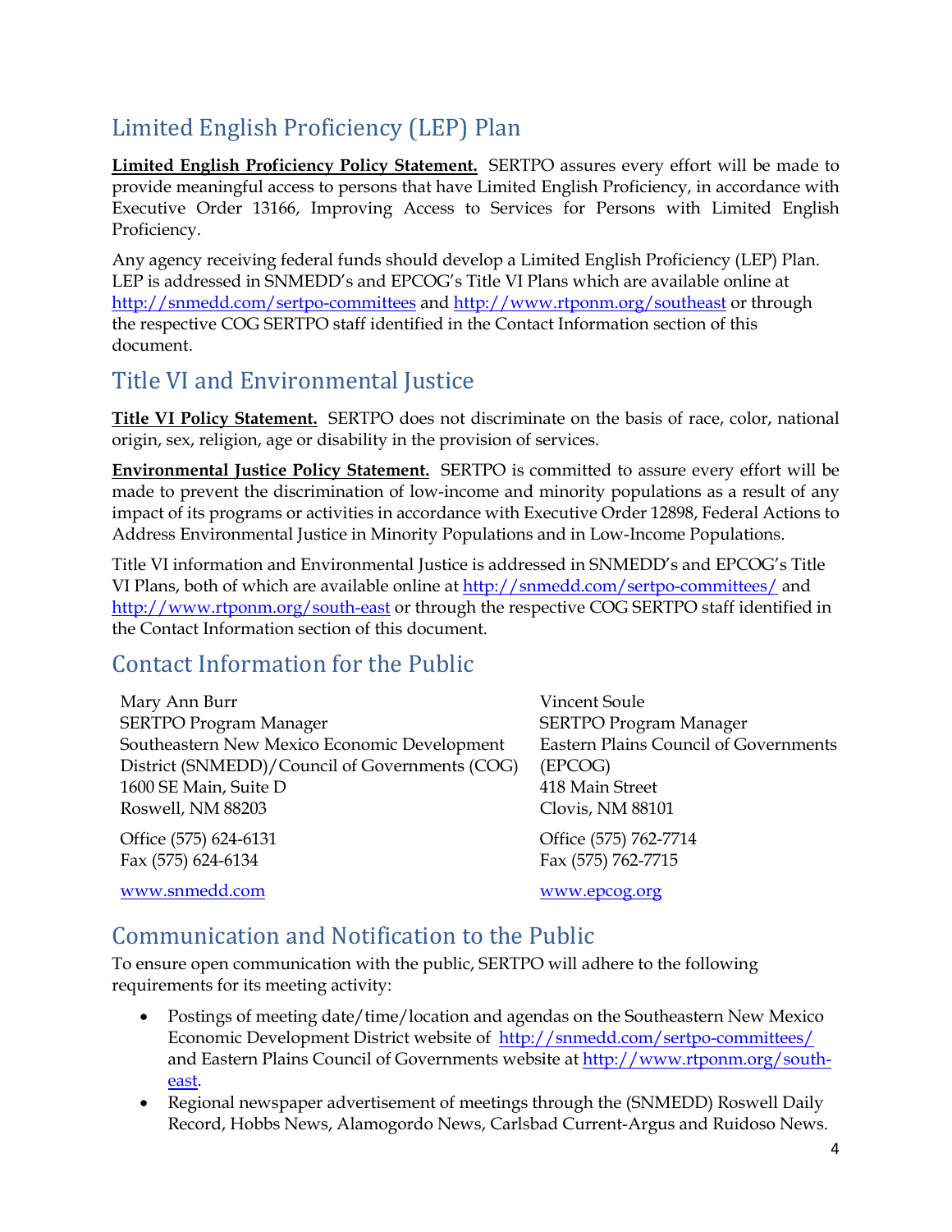## Limited English Proficiency (LEP) Plan

**Limited English Proficiency Policy Statement.** SERTPO assures every effort will be made to provide meaningful access to persons that have Limited English Proficiency, in accordance with Executive Order 13166, Improving Access to Services for Persons with Limited English Proficiency.

Any agency receiving federal funds should develop a Limited English Proficiency (LEP) Plan. LEP is addressed in SNMEDD's and EPCOG's Title VI Plans which are available online at http://snmedd.com/sertpo-committees and http://www.rtponm.org/southeast or through the respective COG SERTPO staff identified in the Contact Information section of this document.

## Title VI and Environmental Justice

**Title VI Policy Statement.** SERTPO does not discriminate on the basis of race, color, national origin, sex, religion, age or disability in the provision of services.

**Environmental Justice Policy Statement.** SERTPO is committed to assure every effort will be made to prevent the discrimination of low-income and minority populations as a result of any impact of its programs or activities in accordance with Executive Order 12898, Federal Actions to Address Environmental Justice in Minority Populations and in Low-Income Populations.

Title VI information and Environmental Justice is addressed in SNMEDD's and EPCOG's Title VI Plans, both of which are available online at http://snmedd.com/sertpo-committees/ and http://www.rtponm.org/south-east or through the respective COG SERTPO staff identified in the Contact Information section of this document.

## Contact Information for the Public

Mary Ann Burr
SERTPO Program Manager
Southeastern New Mexico Economic Development District (SNMEDD)/Council of Governments (COG)
1600 SE Main, Suite D
Roswell, NM 88203

Office (575) 624-6131
Fax (575) 624-6134

www.snmedd.com

Vincent Soule
SERTPO Program Manager
Eastern Plains Council of Governments (EPCOG)
418 Main Street
Clovis, NM 88101

Office (575) 762-7714
Fax (575) 762-7715

www.epcog.org

## Communication and Notification to the Public

To ensure open communication with the public, SERTPO will adhere to the following requirements for its meeting activity:

- Postings of meeting date/time/location and agendas on the Southeastern New Mexico Economic Development District website of http://snmedd.com/sertpo-committees/ and Eastern Plains Council of Governments website at http://www.rtponm.org/south-east.
- Regional newspaper advertisement of meetings through the (SNMEDD) Roswell Daily Record, Hobbs News, Alamogordo News, Carlsbad Current-Argus and Ruidoso News.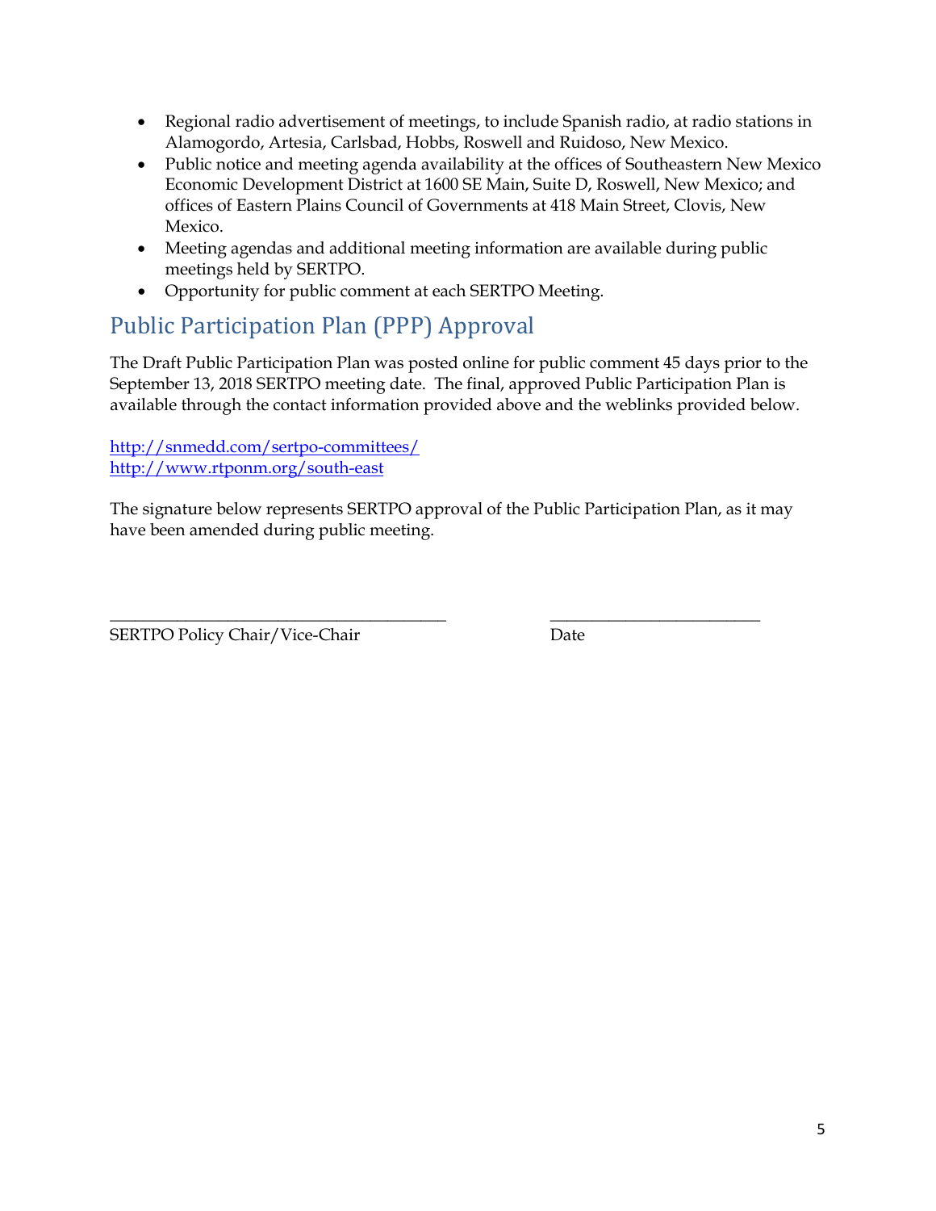- Regional radio advertisement of meetings, to include Spanish radio, at radio stations in Alamogordo, Artesia, Carlsbad, Hobbs, Roswell and Ruidoso, New Mexico.
- Public notice and meeting agenda availability at the offices of Southeastern New Mexico Economic Development District at 1600 SE Main, Suite D, Roswell, New Mexico; and offices of Eastern Plains Council of Governments at 418 Main Street, Clovis, New Mexico.
- Meeting agendas and additional meeting information are available during public meetings held by SERTPO.
- Opportunity for public comment at each SERTPO Meeting.

## Public Participation Plan (PPP) Approval

The Draft Public Participation Plan was posted online for public comment 45 days prior to the September 13, 2018 SERTPO meeting date. The final, approved Public Participation Plan is available through the contact information provided above and the weblinks provided below.

http://snmedd.com/sertpo-committees/
http://www.rtponm.org/south-east

The signature below represents SERTPO approval of the Public Participation Plan, as it may have been amended during public meeting.

\_\_\_\_\_\_\_\_\_\_\_\_\_\_\_\_\_\_\_\_\_\_\_\_\_\_\_\_\_\_\_\_\_\_\_\_\_\_\_\_ \_\_\_\_\_\_\_\_\_\_\_\_\_\_\_\_\_\_\_\_\_\_\_\_\_\_

SERTPO Policy Chair/Vice-Chair Date